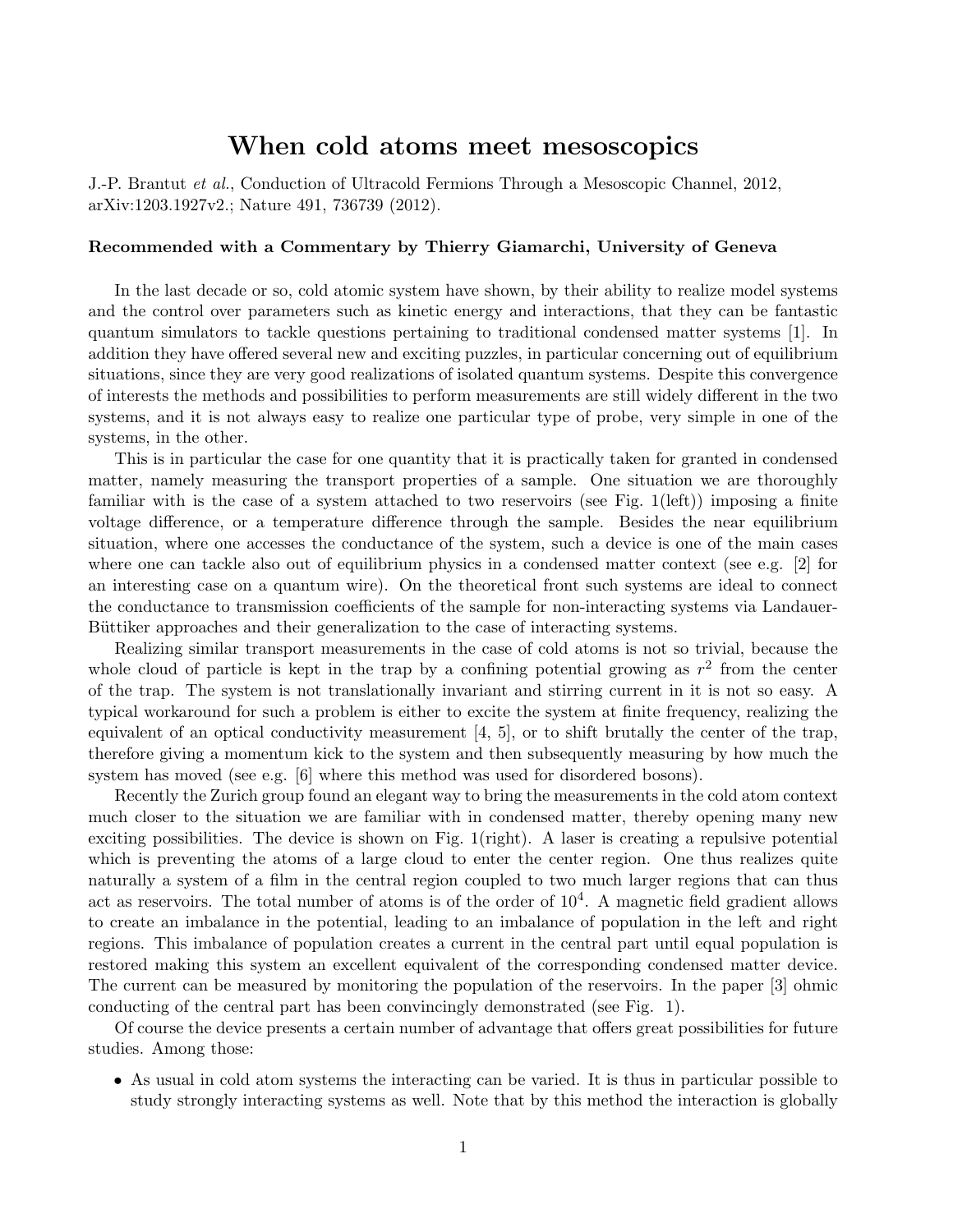# When cold atoms meet mesoscopics

J.-P. Brantut *et al.*, Conduction of Ultracold Fermions Through a Mesoscopic Channel, 2012, arXiv:1203.1927v2.; Nature 491, 736739 (2012).

**Recommended with a Commentary by Thierry Giamarchi, University of Geneva**

In the last decade or so, cold atomic system have shown, by their ability to realize model systems and the control over parameters such as kinetic energy and interactions, that they can be fantastic quantum simulators to tackle questions pertaining to traditional condensed matter systems [1]. In addition they have offered several new and exciting puzzles, in particular concerning out of equilibrium situations, since they are very good realizations of isolated quantum systems. Despite this convergence of interests the methods and possibilities to perform measurements are still widely different in the two systems, and it is not always easy to realize one particular type of probe, very simple in one of the systems, in the other.

This is in particular the case for one quantity that it is practically taken for granted in condensed matter, namely measuring the transport properties of a sample. One situation we are thoroughly familiar with is the case of a system attached to two reservoirs (see Fig. 1(left)) imposing a finite voltage difference, or a temperature difference through the sample. Besides the near equilibrium situation, where one accesses the conductance of the system, such a device is one of the main cases where one can tackle also out of equilibrium physics in a condensed matter context (see e.g. [2] for an interesting case on a quantum wire). On the theoretical front such systems are ideal to connect the conductance to transmission coefficients of the sample for non-interacting systems via Landauer-Büttiker approaches and their generalization to the case of interacting systems.

Realizing similar transport measurements in the case of cold atoms is not so trivial, because the whole cloud of particle is kept in the trap by a confining potential growing as $r^2$ from the center of the trap. The system is not translationally invariant and stirring current in it is not so easy. A typical workaround for such a problem is either to excite the system at finite frequency, realizing the equivalent of an optical conductivity measurement [4, 5], or to shift brutally the center of the trap, therefore giving a momentum kick to the system and then subsequently measuring by how much the system has moved (see e.g. [6] where this method was used for disordered bosons).

Recently the Zurich group found an elegant way to bring the measurements in the cold atom context much closer to the situation we are familiar with in condensed matter, thereby opening many new exciting possibilities. The device is shown on Fig. 1(right). A laser is creating a repulsive potential which is preventing the atoms of a large cloud to enter the center region. One thus realizes quite naturally a system of a film in the central region coupled to two much larger regions that can thus act as reservoirs. The total number of atoms is of the order of $10^4$. A magnetic field gradient allows to create an imbalance in the potential, leading to an imbalance of population in the left and right regions. This imbalance of population creates a current in the central part until equal population is restored making this system an excellent equivalent of the corresponding condensed matter device. The current can be measured by monitoring the population of the reservoirs. In the paper [3] ohmic conducting of the central part has been convincingly demonstrated (see Fig. 1).

Of course the device presents a certain number of advantage that offers great possibilities for future studies. Among those:

- As usual in cold atom systems the interacting can be varied. It is thus in particular possible to study strongly interacting systems as well. Note that by this method the interaction is globally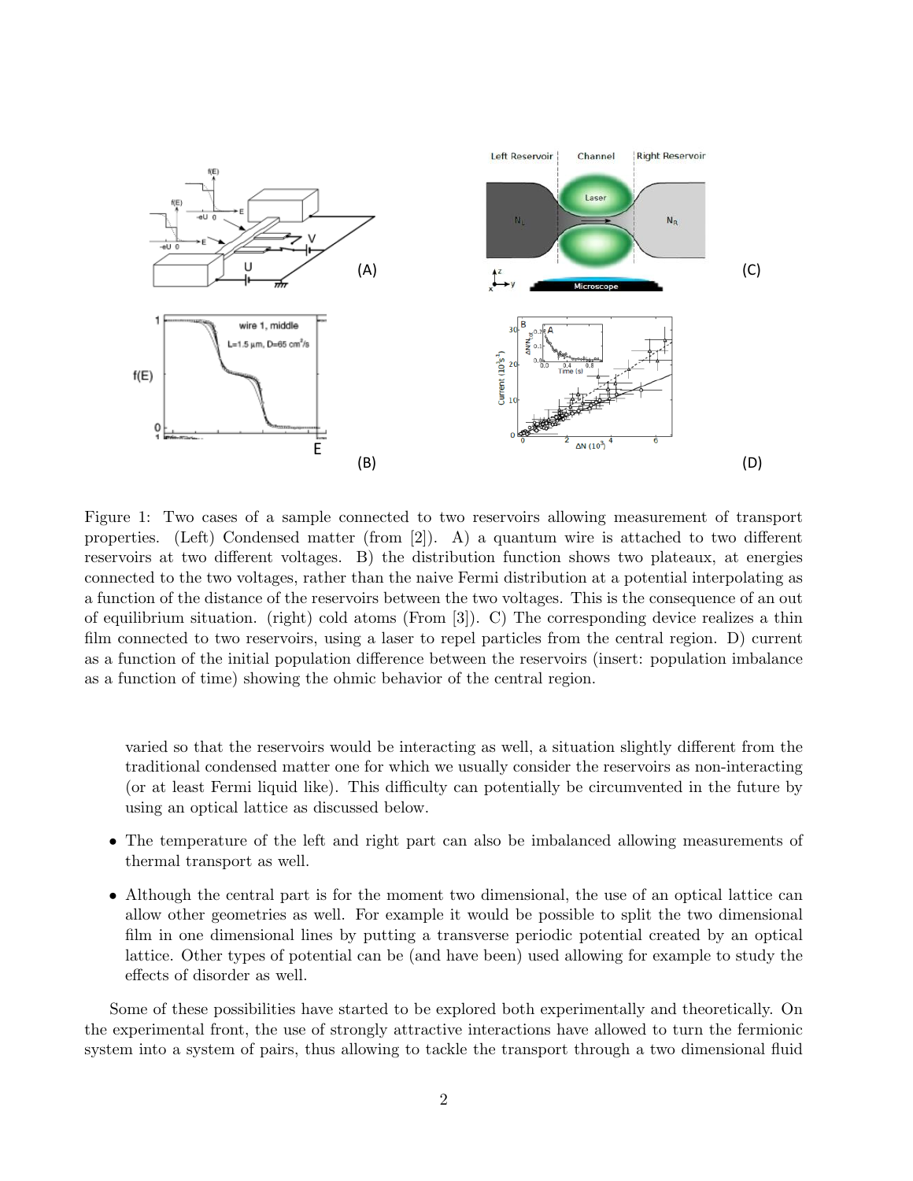Figure 1: Two cases of a sample connected to two reservoirs allowing measurement of transport properties. (Left) Condensed matter (from [2]). A) a quantum wire is attached to two different reservoirs at two different voltages. B) the distribution function shows two plateaux, at energies connected to the two voltages, rather than the naive Fermi distribution at a potential interpolating as a function of the distance of the reservoirs between the two voltages. This is the consequence of an out of equilibrium situation. (right) cold atoms (From [3]). C) The corresponding device realizes a thin film connected to two reservoirs, using a laser to repel particles from the central region. D) current as a function of the initial population difference between the reservoirs (insert: population imbalance as a function of time) showing the ohmic behavior of the central region.

varied so that the reservoirs would be interacting as well, a situation slightly different from the traditional condensed matter one for which we usually consider the reservoirs as non-interacting (or at least Fermi liquid like). This difficulty can potentially be circumvented in the future by using an optical lattice as discussed below.

- The temperature of the left and right part can also be imbalanced allowing measurements of thermal transport as well.
- Although the central part is for the moment two dimensional, the use of an optical lattice can allow other geometries as well. For example it would be possible to split the two dimensional film in one dimensional lines by putting a transverse periodic potential created by an optical lattice. Other types of potential can be (and have been) used allowing for example to study the effects of disorder as well.

Some of these possibilities have started to be explored both experimentally and theoretically. On the experimental front, the use of strongly attractive interactions have allowed to turn the fermionic system into a system of pairs, thus allowing to tackle the transport through a two dimensional fluid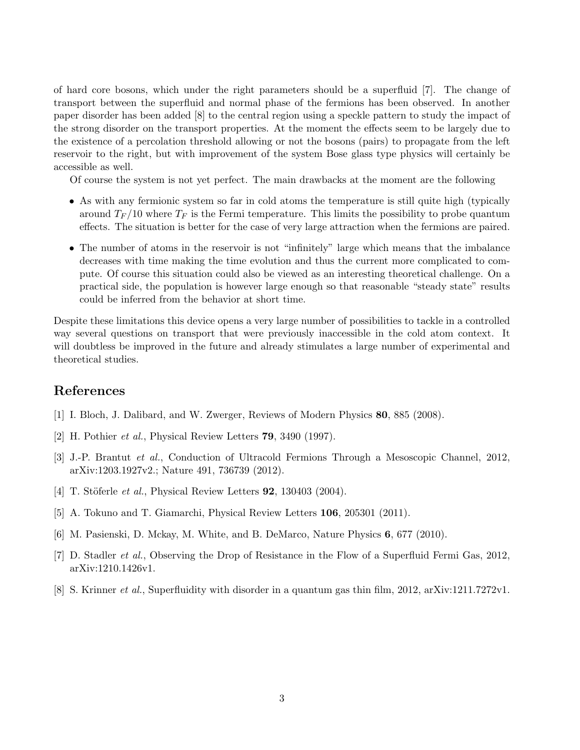of hard core bosons, which under the right parameters should be a superfluid [7]. The change of transport between the superfluid and normal phase of the fermions has been observed. In another paper disorder has been added [8] to the central region using a speckle pattern to study the impact of the strong disorder on the transport properties. At the moment the effects seem to be largely due to the existence of a percolation threshold allowing or not the bosons (pairs) to propagate from the left reservoir to the right, but with improvement of the system Bose glass type physics will certainly be accessible as well.

Of course the system is not yet perfect. The main drawbacks at the moment are the following

- As with any fermionic system so far in cold atoms the temperature is still quite high (typically around $T_F/10$ where $T_F$ is the Fermi temperature. This limits the possibility to probe quantum effects. The situation is better for the case of very large attraction when the fermions are paired.
- The number of atoms in the reservoir is not "infinitely" large which means that the imbalance decreases with time making the time evolution and thus the current more complicated to compute. Of course this situation could also be viewed as an interesting theoretical challenge. On a practical side, the population is however large enough so that reasonable "steady state" results could be inferred from the behavior at short time.

Despite these limitations this device opens a very large number of possibilities to tackle in a controlled way several questions on transport that were previously inaccessible in the cold atom context. It will doubtless be improved in the future and already stimulates a large number of experimental and theoretical studies.

## References

[1] I. Bloch, J. Dalibard, and W. Zwerger, Reviews of Modern Physics **80**, 885 (2008).

[2] H. Pothier *et al.*, Physical Review Letters **79**, 3490 (1997).

[3] J.-P. Brantut *et al.*, Conduction of Ultracold Fermions Through a Mesoscopic Channel, 2012, arXiv:1203.1927v2.; Nature 491, 736739 (2012).

[4] T. Stöferle *et al.*, Physical Review Letters **92**, 130403 (2004).

[5] A. Tokuno and T. Giamarchi, Physical Review Letters **106**, 205301 (2011).

[6] M. Pasienski, D. Mckay, M. White, and B. DeMarco, Nature Physics **6**, 677 (2010).

[7] D. Stadler *et al.*, Observing the Drop of Resistance in the Flow of a Superfluid Fermi Gas, 2012, arXiv:1210.1426v1.

[8] S. Krinner *et al.*, Superfluidity with disorder in a quantum gas thin film, 2012, arXiv:1211.7272v1.